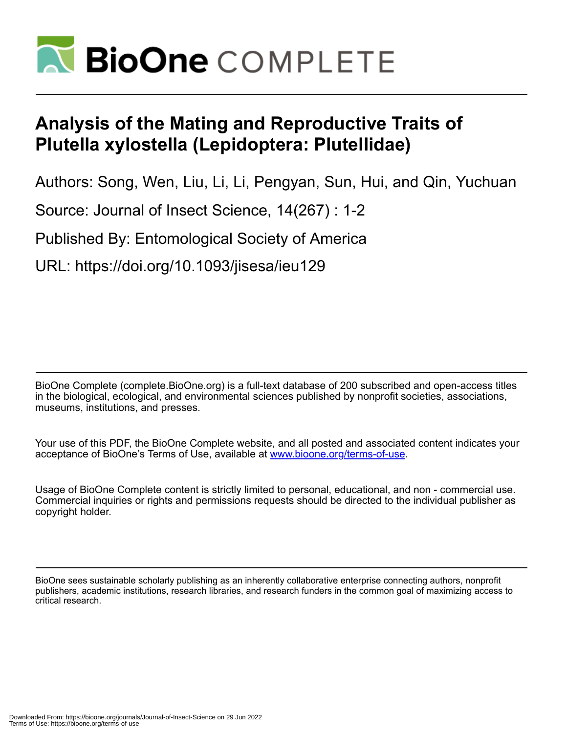# Analysis of the Mating and Reproductive Traits of Plutella xylostella (Lepidoptera: Plutellidae)

Authors: Song, Wen, Liu, Li, Li, Pengyan, Sun, Hui, and Qin, Yuchuan

Source: Journal of Insect Science, 14(267) : 1-2

Published By: Entomological Society of America

URL: https://doi.org/10.1093/jisesa/ieu129

---

BioOne Complete (complete.BioOne.org) is a full-text database of 200 subscribed and open-access titles in the biological, ecological, and environmental sciences published by nonprofit societies, associations, museums, institutions, and presses.

Your use of this PDF, the BioOne Complete website, and all posted and associated content indicates your acceptance of BioOne's Terms of Use, available at www.bioone.org/terms-of-use.

Usage of BioOne Complete content is strictly limited to personal, educational, and non - commercial use. Commercial inquiries or rights and permissions requests should be directed to the individual publisher as copyright holder.

---

BioOne sees sustainable scholarly publishing as an inherently collaborative enterprise connecting authors, nonprofit publishers, academic institutions, research libraries, and research funders in the common goal of maximizing access to critical research.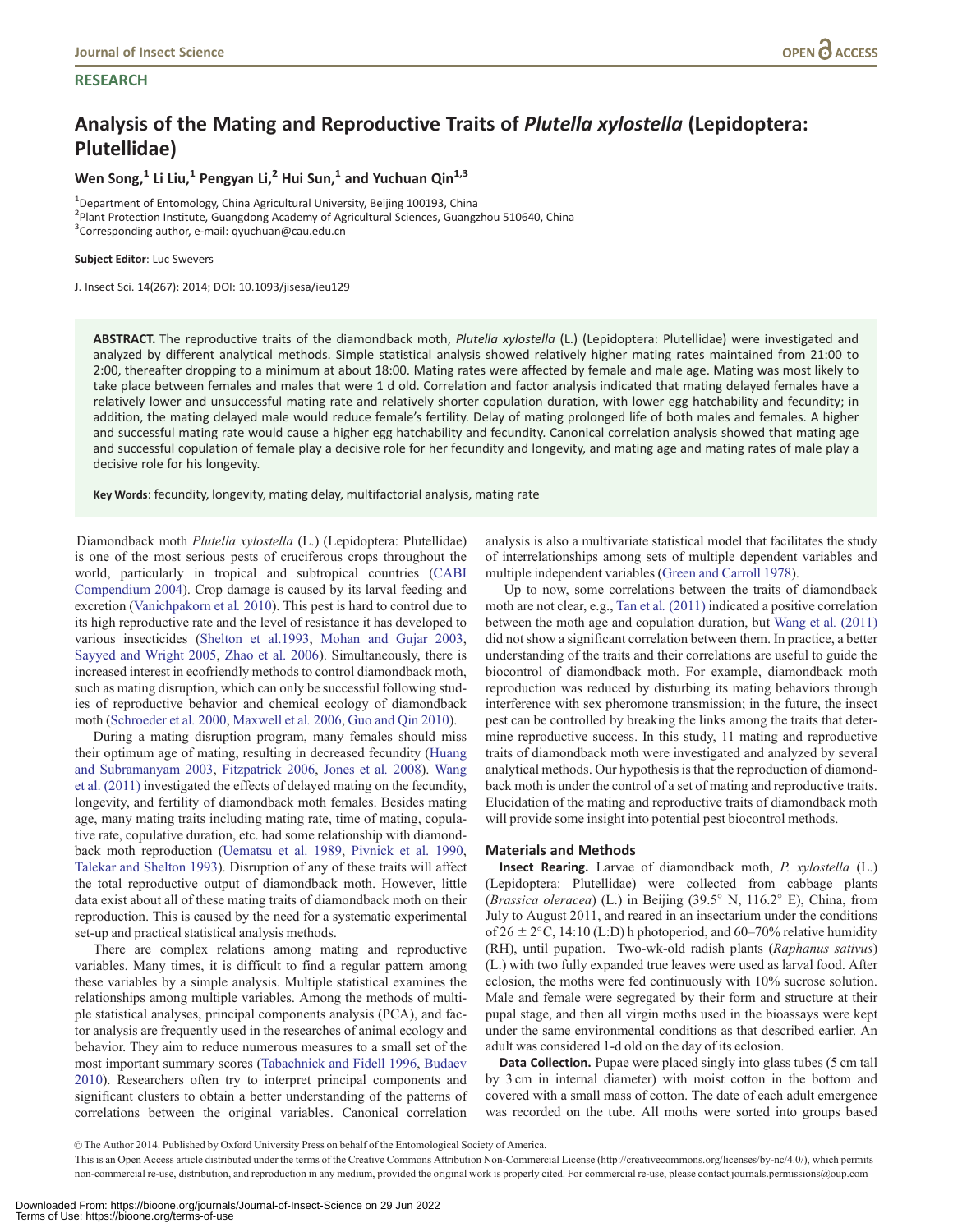**RESEARCH**

# Analysis of the Mating and Reproductive Traits of *Plutella xylostella* (Lepidoptera: Plutellidae)

**Wen Song,[1] Li Liu,[1] Pengyan Li,[2] Hui Sun,[1] and Yuchuan Qin[1,3]**

[1]Department of Entomology, China Agricultural University, Beijing 100193, China
[2]Plant Protection Institute, Guangdong Academy of Agricultural Sciences, Guangzhou 510640, China
[3]Corresponding author, e-mail: qyuchuan@cau.edu.cn

**Subject Editor**: Luc Swevers

J. Insect Sci. 14(267): 2014; DOI: 10.1093/jisesa/ieu129

**ABSTRACT.** The reproductive traits of the diamondback moth, *Plutella xylostella* (L.) (Lepidoptera: Plutellidae) were investigated and analyzed by different analytical methods. Simple statistical analysis showed relatively higher mating rates maintained from 21:00 to 2:00, thereafter dropping to a minimum at about 18:00. Mating rates were affected by female and male age. Mating was most likely to take place between females and males that were 1 d old. Correlation and factor analysis indicated that mating delayed females have a relatively lower and unsuccessful mating rate and relatively shorter copulation duration, with lower egg hatchability and fecundity; in addition, the mating delayed male would reduce female's fertility. Delay of mating prolonged life of both males and females. A higher and successful mating rate would cause a higher egg hatchability and fecundity. Canonical correlation analysis showed that mating age and successful copulation of female play a decisive role for her fecundity and longevity, and mating age and mating rates of male play a decisive role for his longevity.

**Key Words**: fecundity, longevity, mating delay, multifactorial analysis, mating rate

Diamondback moth *Plutella xylostella* (L.) (Lepidoptera: Plutellidae) is one of the most serious pests of cruciferous crops throughout the world, particularly in tropical and subtropical countries (CABI Compendium 2004). Crop damage is caused by its larval feeding and excretion (Vanichpakorn et al. 2010). This pest is hard to control due to its high reproductive rate and the level of resistance it has developed to various insecticides (Shelton et al.1993, Mohan and Gujar 2003, Sayyed and Wright 2005, Zhao et al. 2006). Simultaneously, there is increased interest in ecofriendly methods to control diamondback moth, such as mating disruption, which can only be successful following studies of reproductive behavior and chemical ecology of diamondback moth (Schroeder et al. 2000, Maxwell et al. 2006, Guo and Qin 2010).

During a mating disruption program, many females should miss their optimum age of mating, resulting in decreased fecundity (Huang and Subramanyam 2003, Fitzpatrick 2006, Jones et al. 2008). Wang et al. (2011) investigated the effects of delayed mating on the fecundity, longevity, and fertility of diamondback moth females. Besides mating age, many mating traits including mating rate, time of mating, copulative rate, copulative duration, etc. had some relationship with diamondback moth reproduction (Uematsu et al. 1989, Pivnick et al. 1990, Talekar and Shelton 1993). Disruption of any of these traits will affect the total reproductive output of diamondback moth. However, little data exist about all of these mating traits of diamondback moth on their reproduction. This is caused by the need for a systematic experimental set-up and practical statistical analysis methods.

There are complex relations among mating and reproductive variables. Many times, it is difficult to find a regular pattern among these variables by a simple analysis. Multiple statistical examines the relationships among multiple variables. Among the methods of multiple statistical analyses, principal components analysis (PCA), and factor analysis are frequently used in the researches of animal ecology and behavior. They aim to reduce numerous measures to a small set of the most important summary scores (Tabachnick and Fidell 1996, Budaev 2010). Researchers often try to interpret principal components and significant clusters to obtain a better understanding of the patterns of correlations between the original variables. Canonical correlation analysis is also a multivariate statistical model that facilitates the study of interrelationships among sets of multiple dependent variables and multiple independent variables (Green and Carroll 1978).

Up to now, some correlations between the traits of diamondback moth are not clear, e.g., Tan et al. (2011) indicated a positive correlation between the moth age and copulation duration, but Wang et al. (2011) did not show a significant correlation between them. In practice, a better understanding of the traits and their correlations are useful to guide the biocontrol of diamondback moth. For example, diamondback moth reproduction was reduced by disturbing its mating behaviors through interference with sex pheromone transmission; in the future, the insect pest can be controlled by breaking the links among the traits that determine reproductive success. In this study, 11 mating and reproductive traits of diamondback moth were investigated and analyzed by several analytical methods. Our hypothesis is that the reproduction of diamondback moth is under the control of a set of mating and reproductive traits. Elucidation of the mating and reproductive traits of diamondback moth will provide some insight into potential pest biocontrol methods.

## Materials and Methods

**Insect Rearing.** Larvae of diamondback moth, *P. xylostella* (L.) (Lepidoptera: Plutellidae) were collected from cabbage plants (*Brassica oleracea*) (L.) in Beijing (39.5° N, 116.2° E), China, from July to August 2011, and reared in an insectarium under the conditions of 26 ± 2°C, 14:10 (L:D) h photoperiod, and 60–70% relative humidity (RH), until pupation. Two-wk-old radish plants (*Raphanus sativus*) (L.) with two fully expanded true leaves were used as larval food. After eclosion, the moths were fed continuously with 10% sucrose solution. Male and female were segregated by their form and structure at their pupal stage, and then all virgin moths used in the bioassays were kept under the same environmental conditions as that described earlier. An adult was considered 1-d old on the day of its eclosion.

**Data Collection.** Pupae were placed singly into glass tubes (5 cm tall by 3 cm in internal diameter) with moist cotton in the bottom and covered with a small mass of cotton. The date of each adult emergence was recorded on the tube. All moths were sorted into groups based

© The Author 2014. Published by Oxford University Press on behalf of the Entomological Society of America.
This is an Open Access article distributed under the terms of the Creative Commons Attribution Non-Commercial License (http://creativecommons.org/licenses/by-nc/4.0/), which permits non-commercial re-use, distribution, and reproduction in any medium, provided the original work is properly cited. For commercial re-use, please contact journals.permissions@oup.com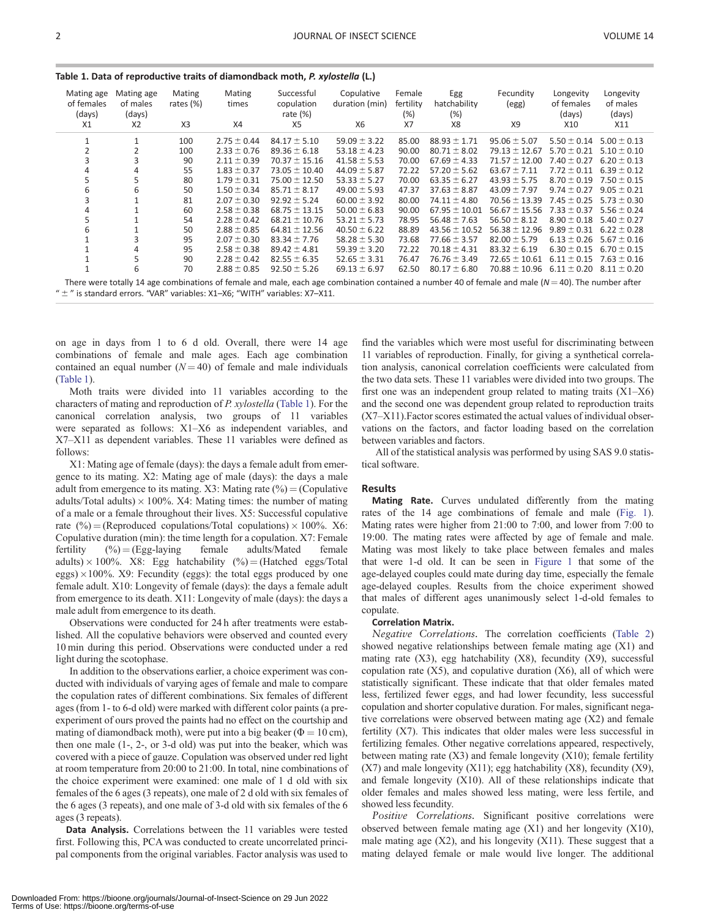**Table 1. Data of reproductive traits of diamondback moth, *P. xylostella* (L.)**

| Mating age of females (days) X1 | Mating age of males (days) X2 | Mating rates (%) X3 | Mating times X4 | Successful copulation rate (%) X5 | Copulative duration (min) X6 | Female fertility (%) X7 | Egg hatchability (%) X8 | Fecundity (egg) X9 | Longevity of females (days) X10 | Longevity of males (days) X11 |
|---|---|---|---|---|---|---|---|---|---|---|
| 1 | 1 | 100 | 2.75 ± 0.44 | 84.17 ± 5.10 | 59.09 ± 3.22 | 85.00 | 88.93 ± 1.71 | 95.06 ± 5.07 | 5.50 ± 0.14 | 5.00 ± 0.13 |
| 2 | 2 | 100 | 2.33 ± 0.76 | 89.36 ± 6.18 | 53.18 ± 4.23 | 90.00 | 80.71 ± 8.02 | 79.13 ± 12.67 | 5.70 ± 0.21 | 5.10 ± 0.10 |
| 3 | 3 | 90 | 2.11 ± 0.39 | 70.37 ± 15.16 | 41.58 ± 5.53 | 70.00 | 67.69 ± 4.33 | 71.57 ± 12.00 | 7.40 ± 0.27 | 6.20 ± 0.13 |
| 4 | 4 | 55 | 1.83 ± 0.37 | 73.05 ± 10.40 | 44.09 ± 5.87 | 72.22 | 57.20 ± 5.62 | 63.67 ± 7.11 | 7.72 ± 0.11 | 6.39 ± 0.12 |
| 5 | 5 | 80 | 1.79 ± 0.31 | 75.00 ± 12.50 | 53.33 ± 5.27 | 70.00 | 63.35 ± 6.27 | 43.93 ± 5.75 | 8.70 ± 0.19 | 7.50 ± 0.15 |
| 6 | 6 | 50 | 1.50 ± 0.34 | 85.71 ± 8.17 | 49.00 ± 5.93 | 47.37 | 37.63 ± 8.87 | 43.09 ± 7.97 | 9.74 ± 0.27 | 9.05 ± 0.21 |
| 3 | 1 | 81 | 2.07 ± 0.30 | 92.92 ± 5.24 | 60.00 ± 3.92 | 80.00 | 74.11 ± 4.80 | 70.56 ± 13.39 | 7.45 ± 0.25 | 5.73 ± 0.30 |
| 4 | 1 | 60 | 2.58 ± 0.38 | 68.75 ± 13.15 | 50.00 ± 6.83 | 90.00 | 67.95 ± 10.01 | 56.67 ± 15.56 | 7.33 ± 0.37 | 5.56 ± 0.24 |
| 5 | 1 | 54 | 2.28 ± 0.42 | 68.21 ± 10.76 | 53.21 ± 5.73 | 78.95 | 56.48 ± 7.63 | 56.50 ± 8.12 | 8.90 ± 0.18 | 5.40 ± 0.27 |
| 6 | 1 | 50 | 2.88 ± 0.85 | 64.81 ± 12.56 | 40.50 ± 6.22 | 88.89 | 43.56 ± 10.52 | 56.38 ± 12.96 | 9.89 ± 0.31 | 6.22 ± 0.28 |
| 1 | 3 | 95 | 2.07 ± 0.30 | 83.34 ± 7.76 | 58.28 ± 5.30 | 73.68 | 77.66 ± 3.57 | 82.00 ± 5.79 | 6.13 ± 0.26 | 5.67 ± 0.16 |
| 1 | 4 | 95 | 2.58 ± 0.38 | 89.42 ± 4.81 | 59.39 ± 3.20 | 72.22 | 70.18 ± 4.31 | 83.32 ± 6.19 | 6.30 ± 0.15 | 6.70 ± 0.15 |
| 1 | 5 | 90 | 2.28 ± 0.42 | 82.55 ± 6.35 | 52.65 ± 3.31 | 76.47 | 76.76 ± 3.49 | 72.65 ± 10.61 | 6.11 ± 0.15 | 7.63 ± 0.16 |
| 1 | 6 | 70 | 2.88 ± 0.85 | 92.50 ± 5.26 | 69.13 ± 6.97 | 62.50 | 80.17 ± 6.80 | 70.88 ± 10.96 | 6.11 ± 0.20 | 8.11 ± 0.20 |

There were totally 14 age combinations of female and male, each age combination contained a number 40 of female and male ($N = 40$). The number after "±" is standard errors. "VAR" variables: X1–X6; "WITH" variables: X7–X11.

on age in days from 1 to 6 d old. Overall, there were 14 age combinations of female and male ages. Each age combination contained an equal number ($N = 40$) of female and male individuals (Table 1).

Moth traits were divided into 11 variables according to the characters of mating and reproduction of *P. xylostella* (Table 1). For the canonical correlation analysis, two groups of 11 variables were separated as follows: X1–X6 as independent variables, and X7–X11 as dependent variables. These 11 variables were defined as follows:

X1: Mating age of female (days): the days a female adult from emergence to its mating. X2: Mating age of male (days): the days a male adult from emergence to its mating. X3: Mating rate (%) = (Copulative adults/Total adults) × 100%. X4: Mating times: the number of mating of a male or a female throughout their lives. X5: Successful copulative rate (%) = (Reproduced copulations/Total copulations) × 100%. X6: Copulative duration (min): the time length for a copulation. X7: Female fertility (%) = (Egg-laying female adults/Mated female adults) × 100%. X8: Egg hatchability (%) = (Hatched eggs/Total eggs) × 100%. X9: Fecundity (eggs): the total eggs produced by one female adult. X10: Longevity of female (days): the days a female adult from emergence to its death. X11: Longevity of male (days): the days a male adult from emergence to its death.

Observations were conducted for 24 h after treatments were established. All the copulative behaviors were observed and counted every 10 min during this period. Observations were conducted under a red light during the scotophase.

In addition to the observations earlier, a choice experiment was conducted with individuals of varying ages of female and male to compare the copulation rates of different combinations. Six females of different ages (from 1- to 6-d old) were marked with different color paints (a pre-experiment of ours proved the paints had no effect on the courtship and mating of diamondback moth), were put into a big beaker ($\Phi = 10$ cm), then one male (1-, 2-, or 3-d old) was put into the beaker, which was covered with a piece of gauze. Copulation was observed under red light at room temperature from 20:00 to 21:00. In total, nine combinations of the choice experiment were examined: one male of 1 d old with six females of the 6 ages (3 repeats), one male of 2 d old with six females of the 6 ages (3 repeats), and one male of 3-d old with six females of the 6 ages (3 repeats).

**Data Analysis.** Correlations between the 11 variables were tested first. Following this, PCA was conducted to create uncorrelated principal components from the original variables. Factor analysis was used to find the variables which were most useful for discriminating between 11 variables of reproduction. Finally, for giving a synthetical correlation analysis, canonical correlation coefficients were calculated from the two data sets. These 11 variables were divided into two groups. The first one was an independent group related to mating traits (X1–X6) and the second one was dependent group related to reproduction traits (X7–X11).Factor scores estimated the actual values of individual observations on the factors, and factor loading based on the correlation between variables and factors.

All of the statistical analysis was performed by using SAS 9.0 statistical software.

## Results

**Mating Rate.** Curves undulated differently from the mating rates of the 14 age combinations of female and male (Fig. 1). Mating rates were higher from 21:00 to 7:00, and lower from 7:00 to 19:00. The mating rates were affected by age of female and male. Mating was most likely to take place between females and males that were 1-d old. It can be seen in Figure 1 that some of the age-delayed couples could mate during day time, especially the female age-delayed couples. Results from the choice experiment showed that males of different ages unanimously select 1-d-old females to copulate.

**Correlation Matrix.**

*Negative Correlations*. The correlation coefficients (Table 2) showed negative relationships between female mating age (X1) and mating rate (X3), egg hatchability (X8), fecundity (X9), successful copulation rate (X5), and copulative duration (X6), all of which were statistically significant. These indicate that that older females mated less, fertilized fewer eggs, and had lower fecundity, less successful copulation and shorter copulative duration. For males, significant negative correlations were observed between mating age (X2) and female fertility (X7). This indicates that older males were less successful in fertilizing females. Other negative correlations appeared, respectively, between mating rate (X3) and female longevity (X10); female fertility (X7) and male longevity (X11); egg hatchability (X8), fecundity (X9), and female longevity (X10). All of these relationships indicate that older females and males showed less mating, were less fertile, and showed less fecundity.

*Positive Correlations*. Significant positive correlations were observed between female mating age (X1) and her longevity (X10), male mating age (X2), and his longevity (X11). These suggest that a mating delayed female or male would live longer. The additional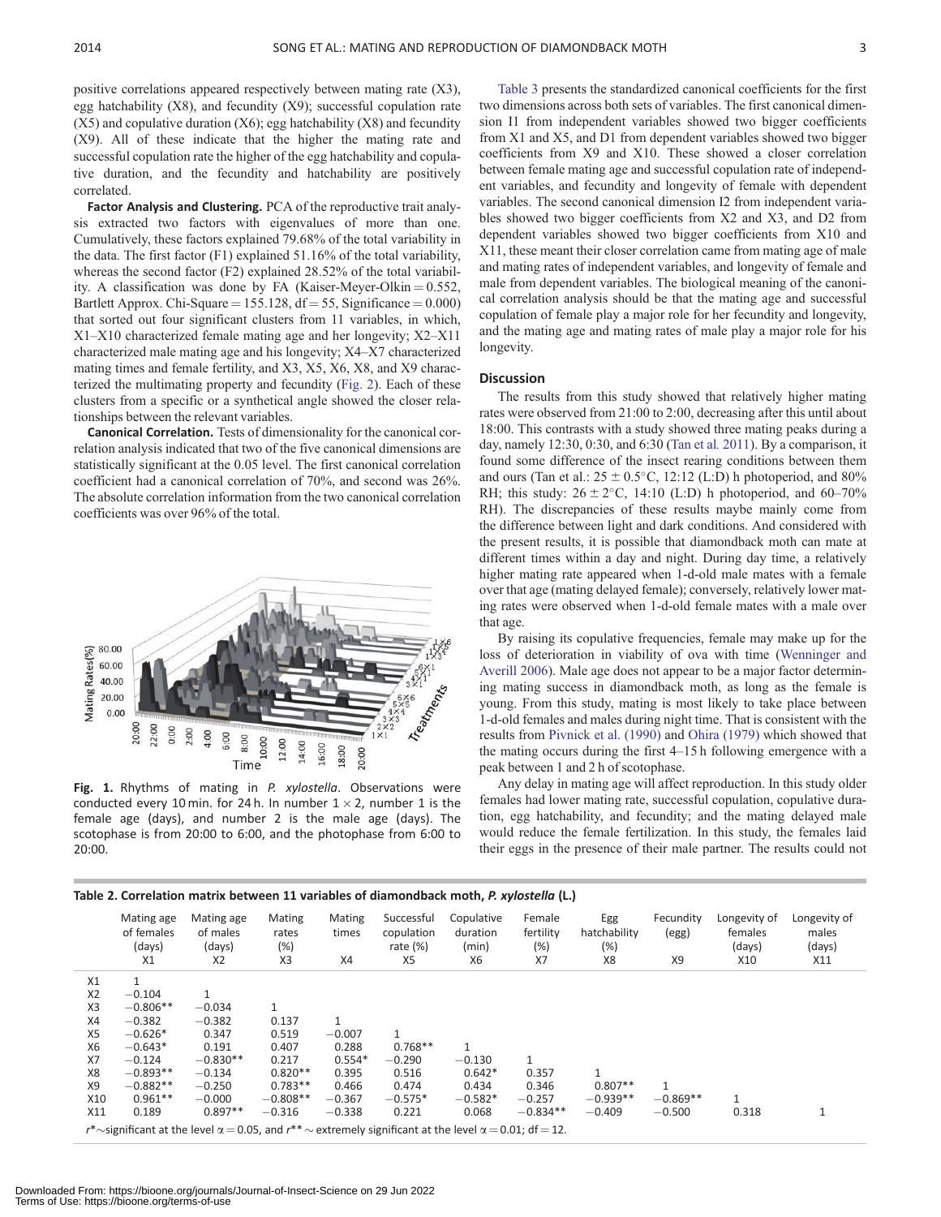positive correlations appeared respectively between mating rate (X3), egg hatchability (X8), and fecundity (X9); successful copulation rate (X5) and copulative duration (X6); egg hatchability (X8) and fecundity (X9). All of these indicate that the higher the mating rate and successful copulation rate the higher of the egg hatchability and copulative duration, and the fecundity and hatchability are positively correlated.

**Factor Analysis and Clustering.** PCA of the reproductive trait analysis extracted two factors with eigenvalues of more than one. Cumulatively, these factors explained 79.68% of the total variability in the data. The first factor (F1) explained 51.16% of the total variability, whereas the second factor (F2) explained 28.52% of the total variability. A classification was done by FA (Kaiser-Meyer-Olkin = 0.552, Bartlett Approx. Chi-Square = 155.128, df = 55, Significance = 0.000) that sorted out four significant clusters from 11 variables, in which, X1–X10 characterized female mating age and her longevity; X2–X11 characterized male mating age and his longevity; X4–X7 characterized mating times and female fertility, and X3, X5, X6, X8, and X9 characterized the multimating property and fecundity (Fig. 2). Each of these clusters from a specific or a synthetical angle showed the closer relationships between the relevant variables.

**Canonical Correlation.** Tests of dimensionality for the canonical correlation analysis indicated that two of the five canonical dimensions are statistically significant at the 0.05 level. The first canonical correlation coefficient had a canonical correlation of 70%, and second was 26%. The absolute correlation information from the two canonical correlation coefficients was over 96% of the total.

**Fig. 1.** Rhythms of mating in *P. xylostella*. Observations were conducted every 10 min. for 24 h. In number 1 × 2, number 1 is the female age (days), and number 2 is the male age (days). The scotophase is from 20:00 to 6:00, and the photophase from 6:00 to 20:00.

Table 3 presents the standardized canonical coefficients for the first two dimensions across both sets of variables. The first canonical dimension I1 from independent variables showed two bigger coefficients from X1 and X5, and D1 from dependent variables showed two bigger coefficients from X9 and X10. These showed a closer correlation between female mating age and successful copulation rate of independent variables, and fecundity and longevity of female with dependent variables. The second canonical dimension I2 from independent variables showed two bigger coefficients from X2 and X3, and D2 from dependent variables showed two bigger coefficients from X10 and X11, these meant their closer correlation came from mating age of male and mating rates of independent variables, and longevity of female and male from dependent variables. The biological meaning of the canonical correlation analysis should be that the mating age and successful copulation of female play a major role for her fecundity and longevity, and the mating age and mating rates of male play a major role for his longevity.

## Discussion

The results from this study showed that relatively higher mating rates were observed from 21:00 to 2:00, decreasing after this until about 18:00. This contrasts with a study showed three mating peaks during a day, namely 12:30, 0:30, and 6:30 (Tan et al. 2011). By a comparison, it found some difference of the insect rearing conditions between them and ours (Tan et al.: 25 ± 0.5°C, 12:12 (L:D) h photoperiod, and 80% RH; this study: 26 ± 2°C, 14:10 (L:D) h photoperiod, and 60–70% RH). The discrepancies of these results maybe mainly come from the difference between light and dark conditions. And considered with the present results, it is possible that diamondback moth can mate at different times within a day and night. During day time, a relatively higher mating rate appeared when 1-d-old male mates with a female over that age (mating delayed female); conversely, relatively lower mating rates were observed when 1-d-old female mates with a male over that age.

By raising its copulative frequencies, female may make up for the loss of deterioration in viability of ova with time (Wenninger and Averill 2006). Male age does not appear to be a major factor determining mating success in diamondback moth, as long as the female is young. From this study, mating is most likely to take place between 1-d-old females and males during night time. That is consistent with the results from Pivnick et al. (1990) and Ohira (1979) which showed that the mating occurs during the first 4–15 h following emergence with a peak between 1 and 2 h of scotophase.

Any delay in mating age will affect reproduction. In this study older females had lower mating rate, successful copulation, copulative duration, egg hatchability, and fecundity; and the mating delayed male would reduce the female fertilization. In this study, the females laid their eggs in the presence of their male partner. The results could not

**Table 2. Correlation matrix between 11 variables of diamondback moth, *P. xylostella* (L.)**

| | Mating age of females (days) X1 | Mating age of males (days) X2 | Mating rates (%) X3 | Mating times X4 | Successful copulation rate (%) X5 | Copulative duration (min) X6 | Female fertility (%) X7 | Egg hatchability (%) X8 | Fecundity (egg) X9 | Longevity of females (days) X10 | Longevity of males (days) X11 |
|---|---|---|---|---|---|---|---|---|---|---|---|
| X1 | 1 | | | | | | | | | | |
| X2 | −0.104 | 1 | | | | | | | | | |
| X3 | −0.806** | −0.034 | 1 | | | | | | | | |
| X4 | −0.382 | −0.382 | 0.137 | 1 | | | | | | | |
| X5 | −0.626* | 0.347 | 0.519 | −0.007 | 1 | | | | | | |
| X6 | −0.643* | 0.191 | 0.407 | 0.288 | 0.768** | 1 | | | | | |
| X7 | −0.124 | −0.830** | 0.217 | 0.554* | −0.290 | −0.130 | 1 | | | | |
| X8 | −0.893** | −0.134 | 0.820** | 0.395 | 0.516 | 0.642* | 0.357 | 1 | | | |
| X9 | −0.882** | −0.250 | 0.783** | 0.466 | 0.474 | 0.434 | 0.346 | 0.807** | 1 | | |
| X10 | 0.961** | −0.000 | −0.808** | −0.367 | −0.575* | −0.582* | −0.257 | −0.939** | −0.869** | 1 | |
| X11 | 0.189 | 0.897** | −0.316 | −0.338 | 0.221 | 0.068 | −0.834** | −0.409 | −0.500 | 0.318 | 1 |

$r^*$∼significant at the level $\alpha = 0.05$, and $r^{**}$ ∼ extremely significant at the level $\alpha = 0.01$; df = 12.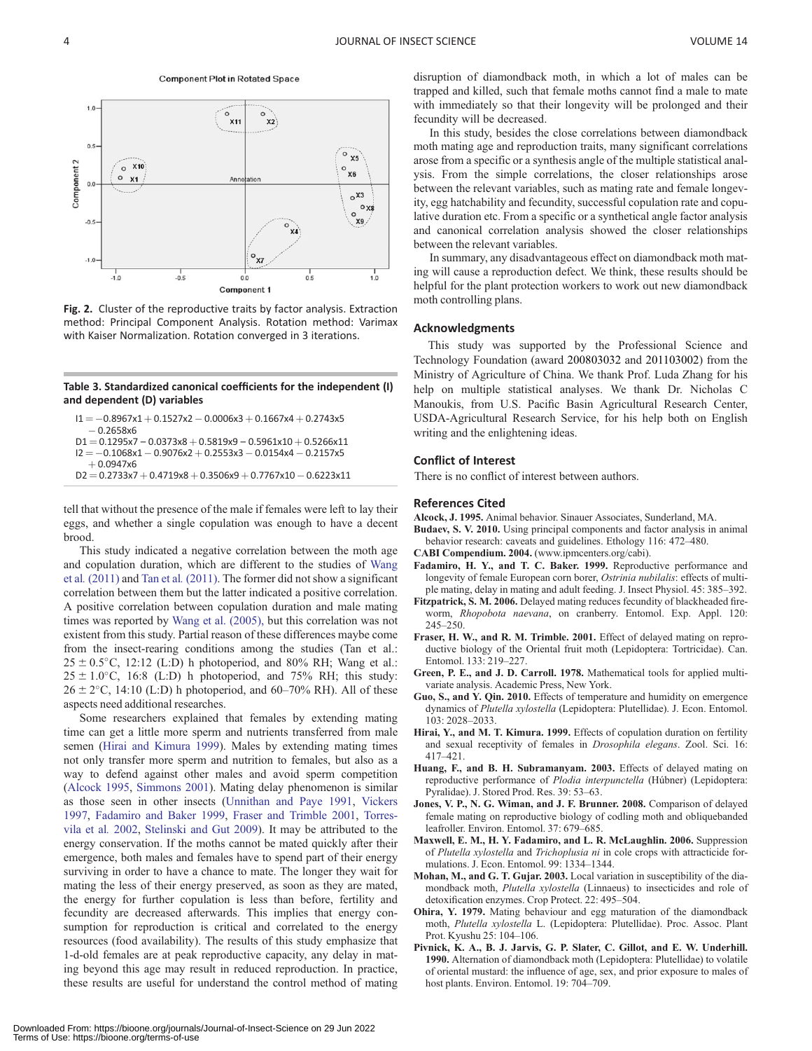Fig. 2. Cluster of the reproductive traits by factor analysis. Extraction method: Principal Component Analysis. Rotation method: Varimax with Kaiser Normalization. Rotation converged in 3 iterations.

**Table 3. Standardized canonical coefficients for the independent (I) and dependent (D) variables**

$$I1 = -0.8967x1 + 0.1527x2 - 0.0006x3 + 0.1667x4 + 0.2743x5 - 0.2658x6$$
$$D1 = 0.1295x7 - 0.0373x8 + 0.5819x9 - 0.5961x10 + 0.5266x11$$
$$I2 = -0.1068x1 - 0.9076x2 + 0.2553x3 - 0.0154x4 - 0.2157x5 + 0.0947x6$$
$$D2 = 0.2733x7 + 0.4719x8 + 0.3506x9 + 0.7767x10 - 0.6223x11$$

tell that without the presence of the male if females were left to lay their eggs, and whether a single copulation was enough to have a decent brood.

This study indicated a negative correlation between the moth age and copulation duration, which are different to the studies of Wang et al. (2011) and Tan et al. (2011). The former did not show a significant correlation between them but the latter indicated a positive correlation. A positive correlation between copulation duration and male mating times was reported by Wang et al. (2005), but this correlation was not existent from this study. Partial reason of these differences maybe come from the insect-rearing conditions among the studies (Tan et al.: $25 \pm 0.5°C$, 12:12 (L:D) h photoperiod, and 80% RH; Wang et al.: $25 \pm 1.0°C$, 16:8 (L:D) h photoperiod, and 75% RH; this study: $26 \pm 2°C$, 14:10 (L:D) h photoperiod, and 60–70% RH). All of these aspects need additional researches.

Some researchers explained that females by extending mating time can get a little more sperm and nutrients transferred from male semen (Hirai and Kimura 1999). Males by extending mating times not only transfer more sperm and nutrition to females, but also as a way to defend against other males and avoid sperm competition (Alcock 1995, Simmons 2001). Mating delay phenomenon is similar as those seen in other insects (Unnithan and Paye 1991, Vickers 1997, Fadamiro and Baker 1999, Fraser and Trimble 2001, Torres-vila et al. 2002, Stelinski and Gut 2009). It may be attributed to the energy conservation. If the moths cannot be mated quickly after their emergence, both males and females have to spend part of their energy surviving in order to have a chance to mate. The longer they wait for mating the less of their energy preserved, as soon as they are mated, the energy for further copulation is less than before, fertility and fecundity are decreased afterwards. This implies that energy consumption for reproduction is critical and correlated to the energy resources (food availability). The results of this study emphasize that 1-d-old females are at peak reproductive capacity, any delay in mating beyond this age may result in reduced reproduction. In practice, these results are useful for understand the control method of mating disruption of diamondback moth, in which a lot of males can be trapped and killed, such that female moths cannot find a male to mate with immediately so that their longevity will be prolonged and their fecundity will be decreased.

In this study, besides the close correlations between diamondback moth mating age and reproduction traits, many significant correlations arose from a specific or a synthesis angle of the multiple statistical analysis. From the simple correlations, the closer relationships arose between the relevant variables, such as mating rate and female longevity, egg hatchability and fecundity, successful copulation rate and copulative duration etc. From a specific or a synthetical angle factor analysis and canonical correlation analysis showed the closer relationships between the relevant variables.

In summary, any disadvantageous effect on diamondback moth mating will cause a reproduction defect. We think, these results should be helpful for the plant protection workers to work out new diamondback moth controlling plans.

## Acknowledgments

This study was supported by the Professional Science and Technology Foundation (award 200803032 and 201103002) from the Ministry of Agriculture of China. We thank Prof. Luda Zhang for his help on multiple statistical analyses. We thank Dr. Nicholas C Manoukis, from U.S. Pacific Basin Agricultural Research Center, USDA-Agricultural Research Service, for his help both on English writing and the enlightening ideas.

## Conflict of Interest

There is no conflict of interest between authors.

## References Cited

**Alcock, J. 1995.** Animal behavior. Sinauer Associates, Sunderland, MA.

**Budaev, S. V. 2010.** Using principal components and factor analysis in animal behavior research: caveats and guidelines. Ethology 116: 472–480.

**CABI Compendium. 2004.** (www.ipmcenters.org/cabi).

**Fadamiro, H. Y., and T. C. Baker. 1999.** Reproductive performance and longevity of female European corn borer, *Ostrinia nubilalis*: effects of multiple mating, delay in mating and adult feeding. J. Insect Physiol. 45: 385–392.

**Fitzpatrick, S. M. 2006.** Delayed mating reduces fecundity of blackheaded fireworm, *Rhopobota naevana*, on cranberry. Entomol. Exp. Appl. 120: 245–250.

**Fraser, H. W., and R. M. Trimble. 2001.** Effect of delayed mating on reproductive biology of the Oriental fruit moth (Lepidoptera: Tortricidae). Can. Entomol. 133: 219–227.

**Green, P. E., and J. D. Carroll. 1978.** Mathematical tools for applied multivariate analysis. Academic Press, New York.

**Guo, S., and Y. Qin. 2010.** Effects of temperature and humidity on emergence dynamics of *Plutella xylostella* (Lepidoptera: Plutellidae). J. Econ. Entomol. 103: 2028–2033.

**Hirai, Y., and M. T. Kimura. 1999.** Effects of copulation duration on fertility and sexual receptivity of females in *Drosophila elegans*. Zool. Sci. 16: 417–421.

**Huang, F., and B. H. Subramanyam. 2003.** Effects of delayed mating on reproductive performance of *Plodia interpunctella* (Húbner) (Lepidoptera: Pyralidae). J. Stored Prod. Res. 39: 53–63.

**Jones, V. P., N. G. Wiman, and J. F. Brunner. 2008.** Comparison of delayed female mating on reproductive biology of codling moth and obliquebanded leafroller. Environ. Entomol. 37: 679–685.

**Maxwell, E. M., H. Y. Fadamiro, and L. R. McLaughlin. 2006.** Suppression of *Plutella xylostella* and *Trichoplusia ni* in cole crops with attracticide formulations. J. Econ. Entomol. 99: 1334–1344.

**Mohan, M., and G. T. Gujar. 2003.** Local variation in susceptibility of the diamondback moth, *Plutella xylostella* (Linnaeus) to insecticides and role of detoxification enzymes. Crop Protect. 22: 495–504.

**Ohira, Y. 1979.** Mating behaviour and egg maturation of the diamondback moth, *Plutella xylostella* L. (Lepidoptera: Plutellidae). Proc. Assoc. Plant Prot. Kyushu 25: 104–106.

**Pivnick, K. A., B. J. Jarvis, G. P. Slater, C. Gillot, and E. W. Underhill. 1990.** Alternation of diamondback moth (Lepidoptera: Plutellidae) to volatile of oriental mustard: the influence of age, sex, and prior exposure to males of host plants. Environ. Entomol. 19: 704–709.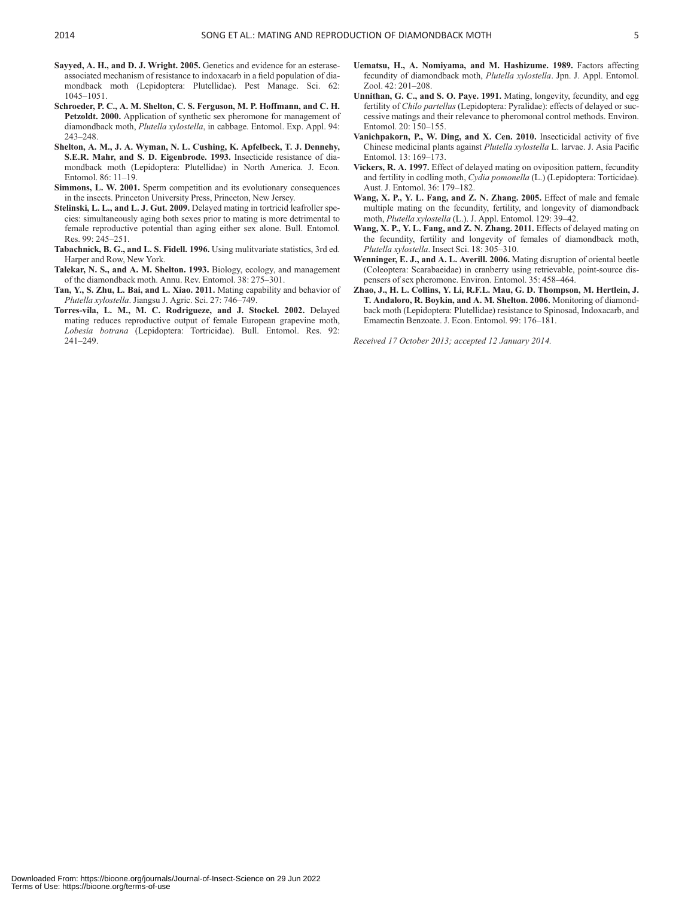**Sayyed, A. H., and D. J. Wright. 2005.** Genetics and evidence for an esterase-associated mechanism of resistance to indoxacarb in a field population of diamondback moth (Lepidoptera: Plutellidae). Pest Manage. Sci. 62: 1045–1051.

**Schroeder, P. C., A. M. Shelton, C. S. Ferguson, M. P. Hoffmann, and C. H. Petzoldt. 2000.** Application of synthetic sex pheromone for management of diamondback moth, *Plutella xylostella*, in cabbage. Entomol. Exp. Appl. 94: 243–248.

**Shelton, A. M., J. A. Wyman, N. L. Cushing, K. Apfelbeck, T. J. Dennehy, S.E.R. Mahr, and S. D. Eigenbrode. 1993.** Insecticide resistance of diamondback moth (Lepidoptera: Plutellidae) in North America. J. Econ. Entomol. 86: 11–19.

**Simmons, L. W. 2001.** Sperm competition and its evolutionary consequences in the insects. Princeton University Press, Princeton, New Jersey.

**Stelinski, L. L., and L. J. Gut. 2009.** Delayed mating in tortricid leafroller species: simultaneously aging both sexes prior to mating is more detrimental to female reproductive potential than aging either sex alone. Bull. Entomol. Res. 99: 245–251.

**Tabachnick, B. G., and L. S. Fidell. 1996.** Using mulitvariate statistics, 3rd ed. Harper and Row, New York.

**Talekar, N. S., and A. M. Shelton. 1993.** Biology, ecology, and management of the diamondback moth. Annu. Rev. Entomol. 38: 275–301.

**Tan, Y., S. Zhu, L. Bai, and L. Xiao. 2011.** Mating capability and behavior of *Plutella xylostella*. Jiangsu J. Agric. Sci. 27: 746–749.

**Torres-vila, L. M., M. C. Rodrigueze, and J. Stockel. 2002.** Delayed mating reduces reproductive output of female European grapevine moth, *Lobesia botrana* (Lepidoptera: Tortricidae). Bull. Entomol. Res. 92: 241–249.

**Uematsu, H., A. Nomiyama, and M. Hashizume. 1989.** Factors affecting fecundity of diamondback moth, *Plutella xylostella*. Jpn. J. Appl. Entomol. Zool. 42: 201–208.

**Unnithan, G. C., and S. O. Paye. 1991.** Mating, longevity, fecundity, and egg fertility of *Chilo partellus* (Lepidoptera: Pyralidae): effects of delayed or successive matings and their relevance to pheromonal control methods. Environ. Entomol. 20: 150–155.

**Vanichpakorn, P., W. Ding, and X. Cen. 2010.** Insecticidal activity of five Chinese medicinal plants against *Plutella xylostella* L. larvae. J. Asia Pacific Entomol. 13: 169–173.

**Vickers, R. A. 1997.** Effect of delayed mating on oviposition pattern, fecundity and fertility in codling moth, *Cydia pomonella* (L.) (Lepidoptera: Torticidae). Aust. J. Entomol. 36: 179–182.

**Wang, X. P., Y. L. Fang, and Z. N. Zhang. 2005.** Effect of male and female multiple mating on the fecundity, fertility, and longevity of diamondback moth, *Plutella xylostella* (L.). J. Appl. Entomol. 129: 39–42.

**Wang, X. P., Y. L. Fang, and Z. N. Zhang. 2011.** Effects of delayed mating on the fecundity, fertility and longevity of females of diamondback moth, *Plutella xylostella*. Insect Sci. 18: 305–310.

**Wenninger, E. J., and A. L. Averill. 2006.** Mating disruption of oriental beetle (Coleoptera: Scarabaeidae) in cranberry using retrievable, point-source dispensers of sex pheromone. Environ. Entomol. 35: 458–464.

**Zhao, J., H. L. Collins, Y. Li, R.F.L. Mau, G. D. Thompson, M. Hertlein, J. T. Andaloro, R. Boykin, and A. M. Shelton. 2006.** Monitoring of diamondback moth (Lepidoptera: Plutellidae) resistance to Spinosad, Indoxacarb, and Emamectin Benzoate. J. Econ. Entomol. 99: 176–181.

*Received 17 October 2013; accepted 12 January 2014.*